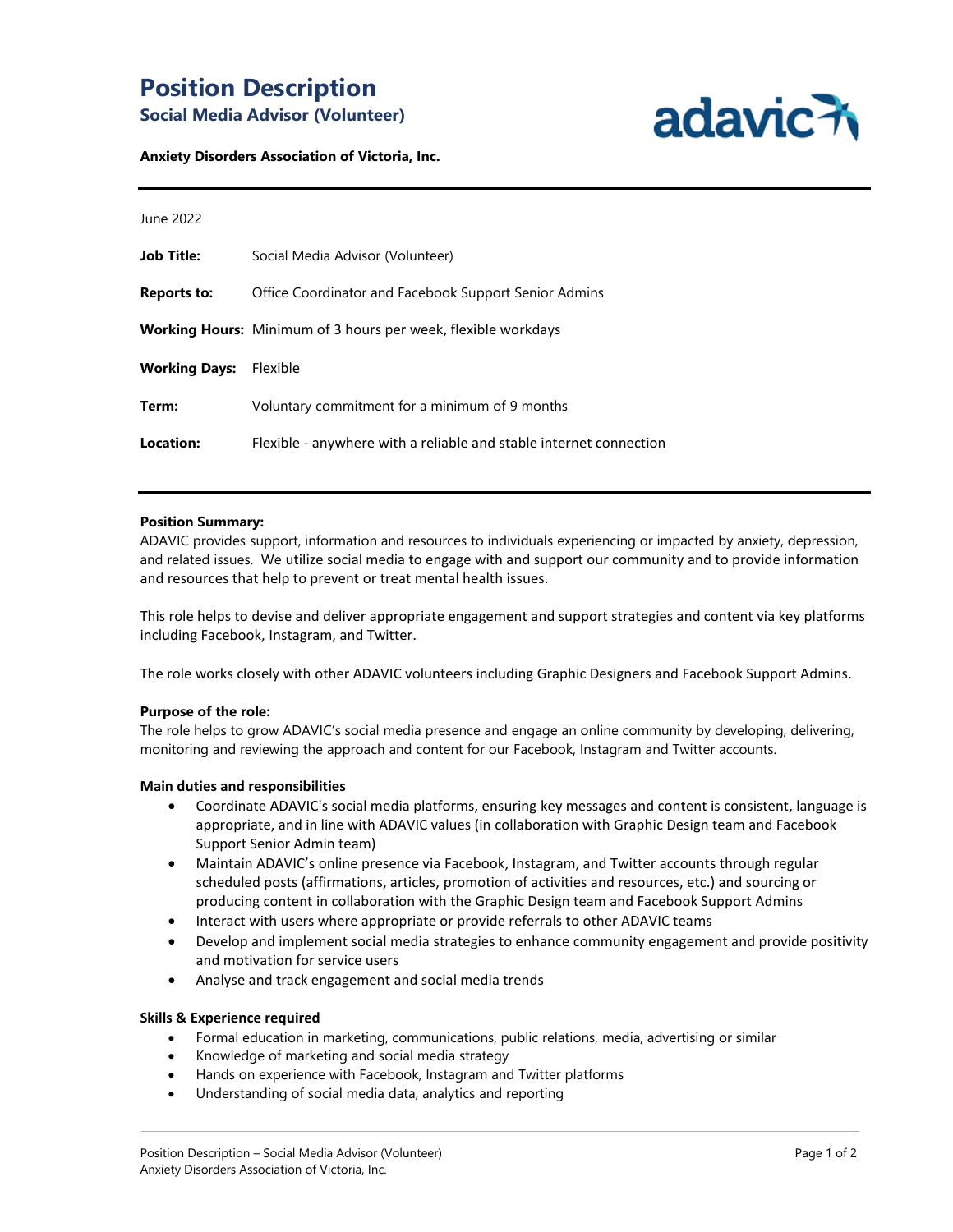# Position Description

## Social Media Advisor (Volunteer)

**Anxiety Disorders Association of Victoria, Inc.**

June 2022

**Job Title:** Social Media Advisor (Volunteer)

**Reports to:** Office Coordinator and Facebook Support Senior Admins

**Working Hours:** Minimum of 3 hours per week, flexible workdays

**Working Days:** Flexible

**Term:** Voluntary commitment for a minimum of 9 months

**Location:** Flexible - anywhere with a reliable and stable internet connection

**Position Summary:**

ADAVIC provides support, information and resources to individuals experiencing or impacted by anxiety, depression, and related issues. We utilize social media to engage with and support our community and to provide information and resources that help to prevent or treat mental health issues.

This role helps to devise and deliver appropriate engagement and support strategies and content via key platforms including Facebook, Instagram, and Twitter.

The role works closely with other ADAVIC volunteers including Graphic Designers and Facebook Support Admins.

**Purpose of the role:**

The role helps to grow ADAVIC's social media presence and engage an online community by developing, delivering, monitoring and reviewing the approach and content for our Facebook, Instagram and Twitter accounts.

**Main duties and responsibilities**

- Coordinate ADAVIC's social media platforms, ensuring key messages and content is consistent, language is appropriate, and in line with ADAVIC values (in collaboration with Graphic Design team and Facebook Support Senior Admin team)
- Maintain ADAVIC's online presence via Facebook, Instagram, and Twitter accounts through regular scheduled posts (affirmations, articles, promotion of activities and resources, etc.) and sourcing or producing content in collaboration with the Graphic Design team and Facebook Support Admins
- Interact with users where appropriate or provide referrals to other ADAVIC teams
- Develop and implement social media strategies to enhance community engagement and provide positivity and motivation for service users
- Analyse and track engagement and social media trends

**Skills & Experience required**

- Formal education in marketing, communications, public relations, media, advertising or similar
- Knowledge of marketing and social media strategy
- Hands on experience with Facebook, Instagram and Twitter platforms
- Understanding of social media data, analytics and reporting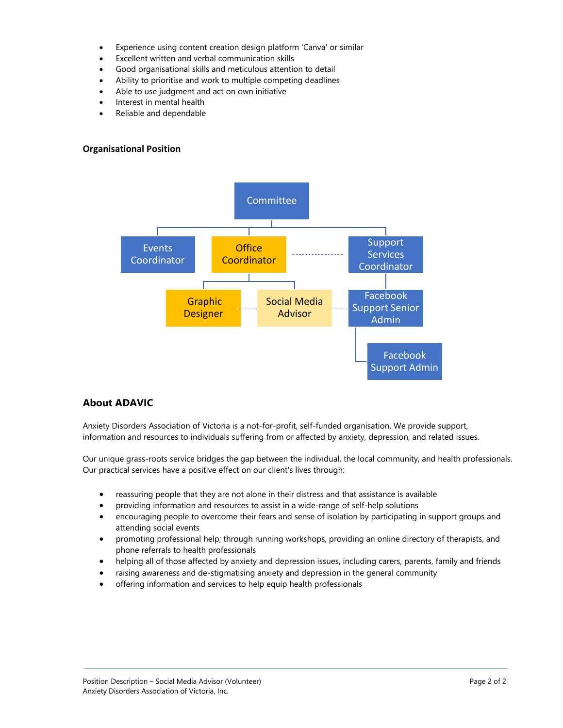- Experience using content creation design platform 'Canva' or similar
- Excellent written and verbal communication skills
- Good organisational skills and meticulous attention to detail
- Ability to prioritise and work to multiple competing deadlines
- Able to use judgment and act on own initiative
- Interest in mental health
- Reliable and dependable

**Organisational Position**

Committee

Events Coordinator

Office Coordinator

Support Services Coordinator

Graphic Designer

Social Media Advisor

Facebook Support Senior Admin

Facebook Support Admin

## About ADAVIC

Anxiety Disorders Association of Victoria is a not-for-profit, self-funded organisation. We provide support, information and resources to individuals suffering from or affected by anxiety, depression, and related issues.

Our unique grass-roots service bridges the gap between the individual, the local community, and health professionals. Our practical services have a positive effect on our client's lives through:

- reassuring people that they are not alone in their distress and that assistance is available
- providing information and resources to assist in a wide-range of self-help solutions
- encouraging people to overcome their fears and sense of isolation by participating in support groups and attending social events
- promoting professional help; through running workshops, providing an online directory of therapists, and phone referrals to health professionals
- helping all of those affected by anxiety and depression issues, including carers, parents, family and friends
- raising awareness and de-stigmatising anxiety and depression in the general community
- offering information and services to help equip health professionals